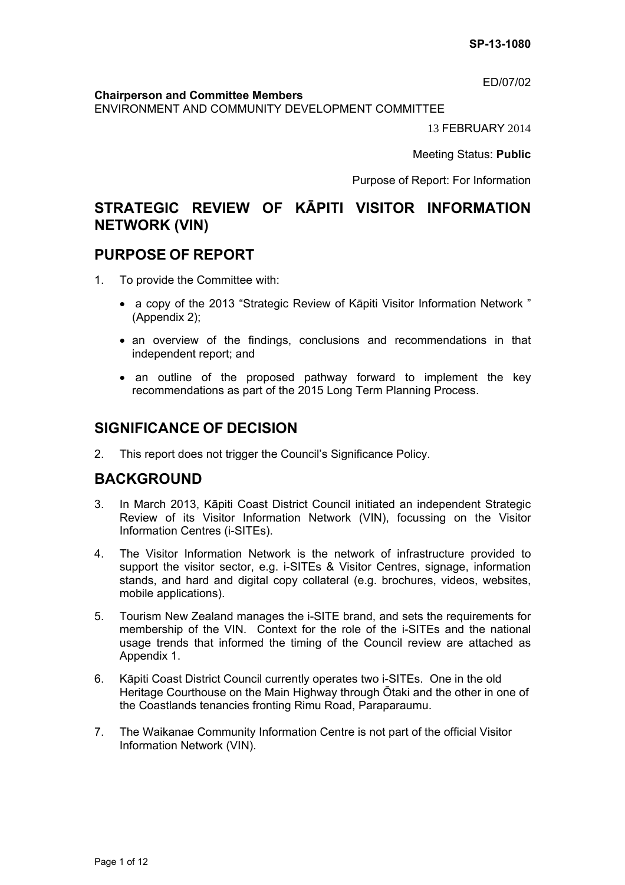**SP-13-1080**

ED/07/02

**Chairperson and Committee Members**
ENVIRONMENT AND COMMUNITY DEVELOPMENT COMMITTEE

13 FEBRUARY 2014

Meeting Status: **Public**

Purpose of Report: For Information

# STRATEGIC REVIEW OF KĀPITI VISITOR INFORMATION NETWORK (VIN)

## PURPOSE OF REPORT

1. To provide the Committee with:

   - a copy of the 2013 "Strategic Review of Kāpiti Visitor Information Network " (Appendix 2);
   - an overview of the findings, conclusions and recommendations in that independent report; and
   - an outline of the proposed pathway forward to implement the key recommendations as part of the 2015 Long Term Planning Process.

## SIGNIFICANCE OF DECISION

2. This report does not trigger the Council's Significance Policy.

## BACKGROUND

3. In March 2013, Kāpiti Coast District Council initiated an independent Strategic Review of its Visitor Information Network (VIN), focussing on the Visitor Information Centres (i-SITEs).

4. The Visitor Information Network is the network of infrastructure provided to support the visitor sector, e.g. i-SITEs & Visitor Centres, signage, information stands, and hard and digital copy collateral (e.g. brochures, videos, websites, mobile applications).

5. Tourism New Zealand manages the i-SITE brand, and sets the requirements for membership of the VIN. Context for the role of the i-SITEs and the national usage trends that informed the timing of the Council review are attached as Appendix 1.

6. Kāpiti Coast District Council currently operates two i-SITEs. One in the old Heritage Courthouse on the Main Highway through Ōtaki and the other in one of the Coastlands tenancies fronting Rimu Road, Paraparaumu.

7. The Waikanae Community Information Centre is not part of the official Visitor Information Network (VIN).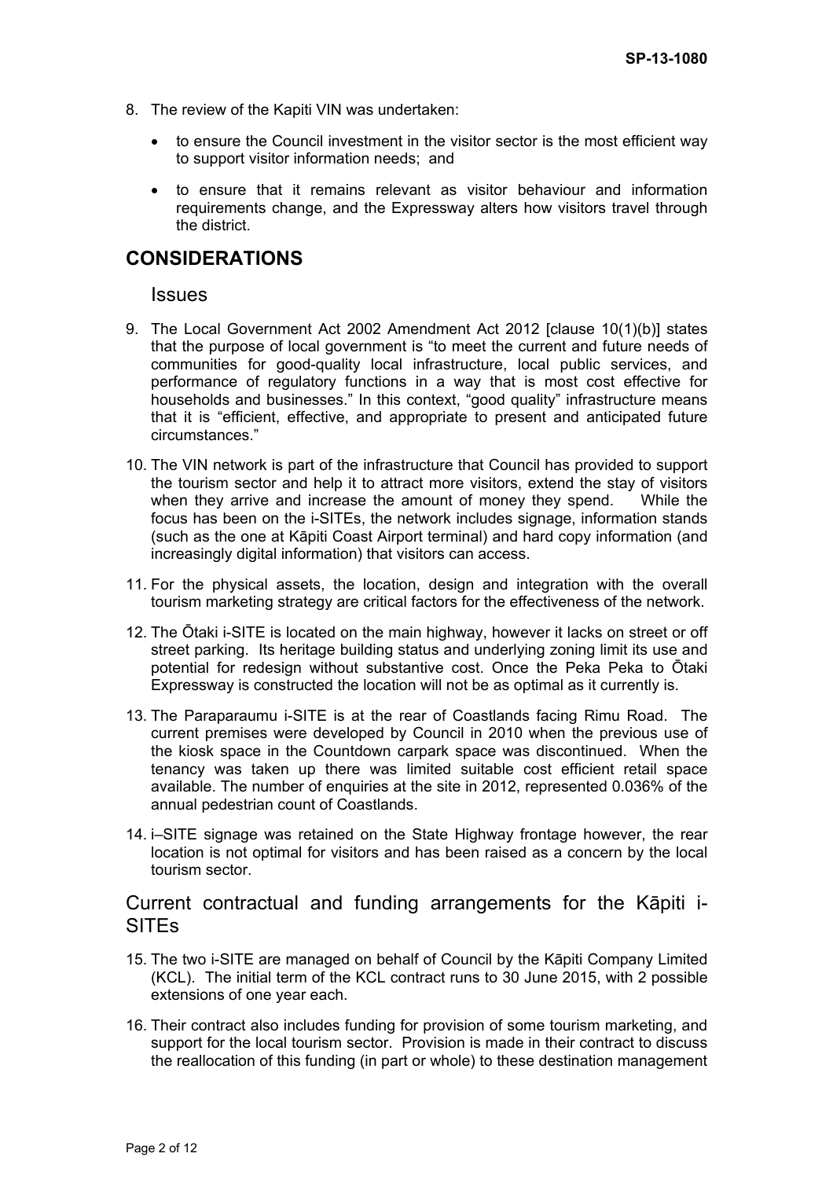8. The review of the Kapiti VIN was undertaken:

   - to ensure the Council investment in the visitor sector is the most efficient way to support visitor information needs; and
   - to ensure that it remains relevant as visitor behaviour and information requirements change, and the Expressway alters how visitors travel through the district.

# CONSIDERATIONS

## Issues

9. The Local Government Act 2002 Amendment Act 2012 [clause 10(1)(b)] states that the purpose of local government is "to meet the current and future needs of communities for good-quality local infrastructure, local public services, and performance of regulatory functions in a way that is most cost effective for households and businesses." In this context, "good quality" infrastructure means that it is "efficient, effective, and appropriate to present and anticipated future circumstances."

10. The VIN network is part of the infrastructure that Council has provided to support the tourism sector and help it to attract more visitors, extend the stay of visitors when they arrive and increase the amount of money they spend. While the focus has been on the i-SITEs, the network includes signage, information stands (such as the one at Kāpiti Coast Airport terminal) and hard copy information (and increasingly digital information) that visitors can access.

11. For the physical assets, the location, design and integration with the overall tourism marketing strategy are critical factors for the effectiveness of the network.

12. The Ōtaki i-SITE is located on the main highway, however it lacks on street or off street parking. Its heritage building status and underlying zoning limit its use and potential for redesign without substantive cost. Once the Peka Peka to Ōtaki Expressway is constructed the location will not be as optimal as it currently is.

13. The Paraparaumu i-SITE is at the rear of Coastlands facing Rimu Road. The current premises were developed by Council in 2010 when the previous use of the kiosk space in the Countdown carpark space was discontinued. When the tenancy was taken up there was limited suitable cost efficient retail space available. The number of enquiries at the site in 2012, represented 0.036% of the annual pedestrian count of Coastlands.

14. i–SITE signage was retained on the State Highway frontage however, the rear location is not optimal for visitors and has been raised as a concern by the local tourism sector.

## Current contractual and funding arrangements for the Kāpiti i-SITEs

15. The two i-SITE are managed on behalf of Council by the Kāpiti Company Limited (KCL). The initial term of the KCL contract runs to 30 June 2015, with 2 possible extensions of one year each.

16. Their contract also includes funding for provision of some tourism marketing, and support for the local tourism sector. Provision is made in their contract to discuss the reallocation of this funding (in part or whole) to these destination management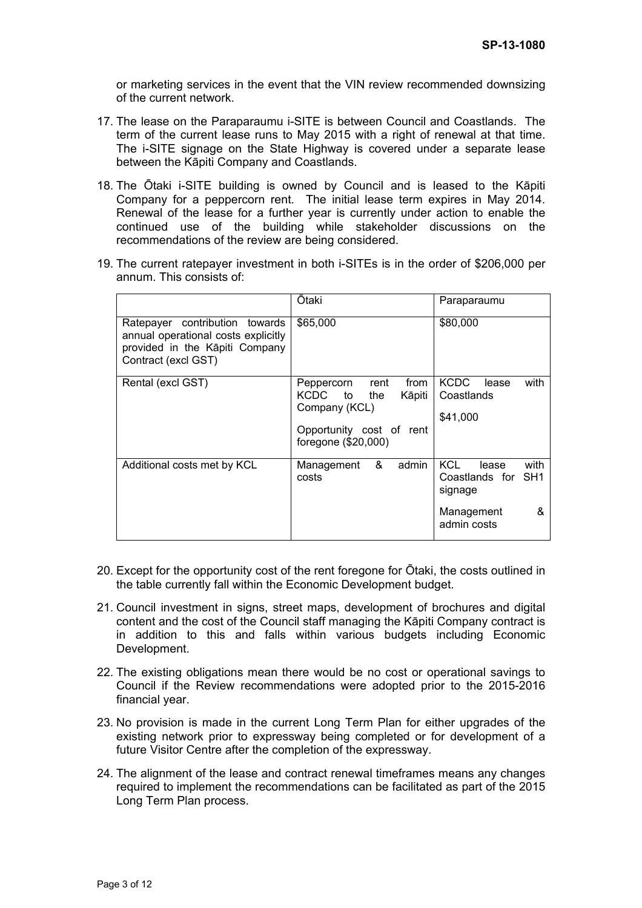or marketing services in the event that the VIN review recommended downsizing of the current network.

17. The lease on the Paraparaumu i-SITE is between Council and Coastlands. The term of the current lease runs to May 2015 with a right of renewal at that time. The i-SITE signage on the State Highway is covered under a separate lease between the Kāpiti Company and Coastlands.

18. The Ōtaki i-SITE building is owned by Council and is leased to the Kāpiti Company for a peppercorn rent. The initial lease term expires in May 2014. Renewal of the lease for a further year is currently under action to enable the continued use of the building while stakeholder discussions on the recommendations of the review are being considered.

19. The current ratepayer investment in both i-SITEs is in the order of $206,000 per annum. This consists of:

| | Ōtaki | Paraparaumu |
|---|---|---|
| Ratepayer contribution towards annual operational costs explicitly provided in the Kāpiti Company Contract (excl GST) | $65,000 | $80,000 |
| Rental (excl GST) | Peppercorn rent from KCDC to the Kāpiti Company (KCL)<br><br>Opportunity cost of rent foregone ($20,000) | KCDC lease with Coastlands<br><br>$41,000 |
| Additional costs met by KCL | Management & admin costs | KCL lease with Coastlands for SH1 signage<br><br>Management & admin costs |

20. Except for the opportunity cost of the rent foregone for Ōtaki, the costs outlined in the table currently fall within the Economic Development budget.

21. Council investment in signs, street maps, development of brochures and digital content and the cost of the Council staff managing the Kāpiti Company contract is in addition to this and falls within various budgets including Economic Development.

22. The existing obligations mean there would be no cost or operational savings to Council if the Review recommendations were adopted prior to the 2015-2016 financial year.

23. No provision is made in the current Long Term Plan for either upgrades of the existing network prior to expressway being completed or for development of a future Visitor Centre after the completion of the expressway.

24. The alignment of the lease and contract renewal timeframes means any changes required to implement the recommendations can be facilitated as part of the 2015 Long Term Plan process.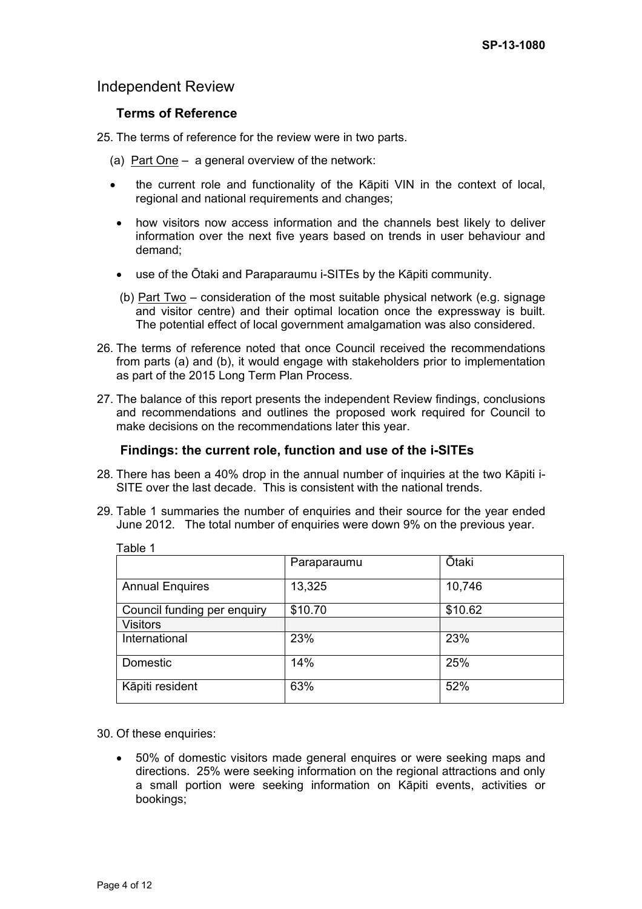## Independent Review

### Terms of Reference

25. The terms of reference for the review were in two parts.

   (a) Part One – a general overview of the network:

   - the current role and functionality of the Kāpiti VIN in the context of local, regional and national requirements and changes;
   - how visitors now access information and the channels best likely to deliver information over the next five years based on trends in user behaviour and demand;
   - use of the Ōtaki and Paraparaumu i-SITEs by the Kāpiti community.

   (b) Part Two – consideration of the most suitable physical network (e.g. signage and visitor centre) and their optimal location once the expressway is built. The potential effect of local government amalgamation was also considered.

26. The terms of reference noted that once Council received the recommendations from parts (a) and (b), it would engage with stakeholders prior to implementation as part of the 2015 Long Term Plan Process.

27. The balance of this report presents the independent Review findings, conclusions and recommendations and outlines the proposed work required for Council to make decisions on the recommendations later this year.

### Findings: the current role, function and use of the i-SITEs

28. There has been a 40% drop in the annual number of inquiries at the two Kāpiti i-SITE over the last decade. This is consistent with the national trends.

29. Table 1 summaries the number of enquiries and their source for the year ended June 2012. The total number of enquiries were down 9% on the previous year.

Table 1

| | Paraparaumu | Ōtaki |
|---|---|---|
| Annual Enquires | 13,325 | 10,746 |
| Council funding per enquiry | $10.70 | $10.62 |
| Visitors | | |
| International | 23% | 23% |
| Domestic | 14% | 25% |
| Kāpiti resident | 63% | 52% |

30. Of these enquiries:

   - 50% of domestic visitors made general enquires or were seeking maps and directions. 25% were seeking information on the regional attractions and only a small portion were seeking information on Kāpiti events, activities or bookings;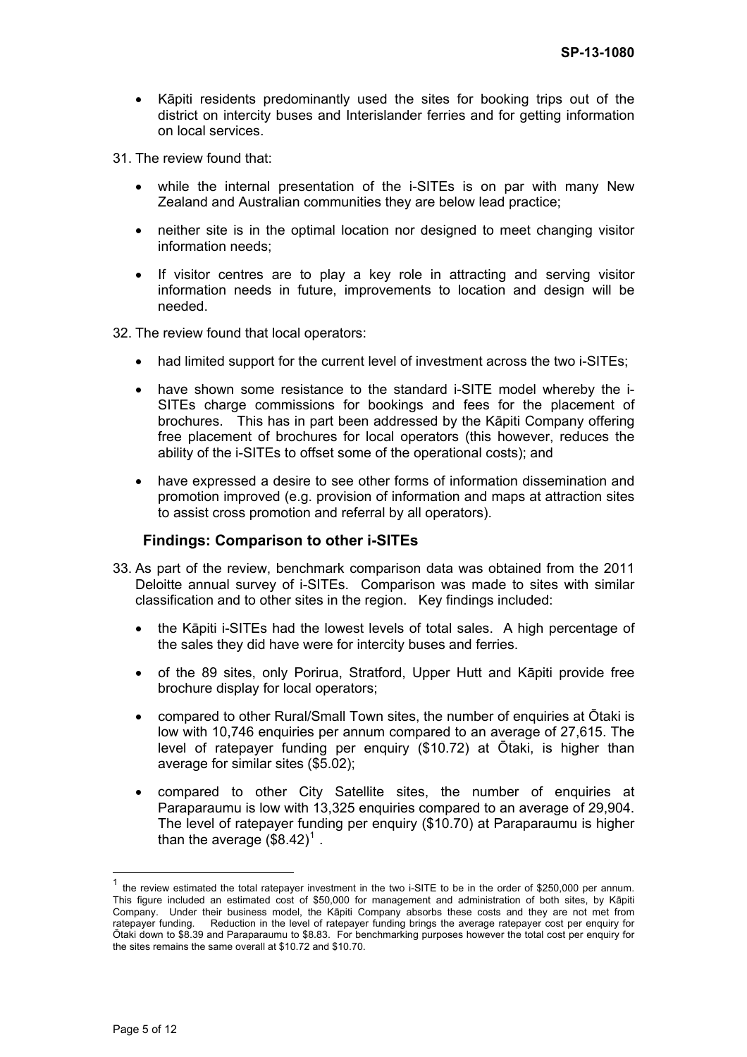- Kāpiti residents predominantly used the sites for booking trips out of the district on intercity buses and Interislander ferries and for getting information on local services.

31. The review found that:

- while the internal presentation of the i-SITEs is on par with many New Zealand and Australian communities they are below lead practice;
- neither site is in the optimal location nor designed to meet changing visitor information needs;
- If visitor centres are to play a key role in attracting and serving visitor information needs in future, improvements to location and design will be needed.

32. The review found that local operators:

- had limited support for the current level of investment across the two i-SITEs;
- have shown some resistance to the standard i-SITE model whereby the i-SITEs charge commissions for bookings and fees for the placement of brochures. This has in part been addressed by the Kāpiti Company offering free placement of brochures for local operators (this however, reduces the ability of the i-SITEs to offset some of the operational costs); and
- have expressed a desire to see other forms of information dissemination and promotion improved (e.g. provision of information and maps at attraction sites to assist cross promotion and referral by all operators).

### Findings: Comparison to other i-SITEs

33. As part of the review, benchmark comparison data was obtained from the 2011 Deloitte annual survey of i-SITEs. Comparison was made to sites with similar classification and to other sites in the region. Key findings included:

- the Kāpiti i-SITEs had the lowest levels of total sales. A high percentage of the sales they did have were for intercity buses and ferries.
- of the 89 sites, only Porirua, Stratford, Upper Hutt and Kāpiti provide free brochure display for local operators;
- compared to other Rural/Small Town sites, the number of enquiries at Ōtaki is low with 10,746 enquiries per annum compared to an average of 27,615. The level of ratepayer funding per enquiry ($10.72) at Ōtaki, is higher than average for similar sites ($5.02);
- compared to other City Satellite sites, the number of enquiries at Paraparaumu is low with 13,325 enquiries compared to an average of 29,904. The level of ratepayer funding per enquiry ($10.70) at Paraparaumu is higher than the average ($8.42)[1] .

---

[1] the review estimated the total ratepayer investment in the two i-SITE to be in the order of $250,000 per annum. This figure included an estimated cost of $50,000 for management and administration of both sites, by Kāpiti Company. Under their business model, the Kāpiti Company absorbs these costs and they are not met from ratepayer funding. Reduction in the level of ratepayer funding brings the average ratepayer cost per enquiry for Ōtaki down to $8.39 and Paraparaumu to $8.83. For benchmarking purposes however the total cost per enquiry for the sites remains the same overall at $10.72 and $10.70.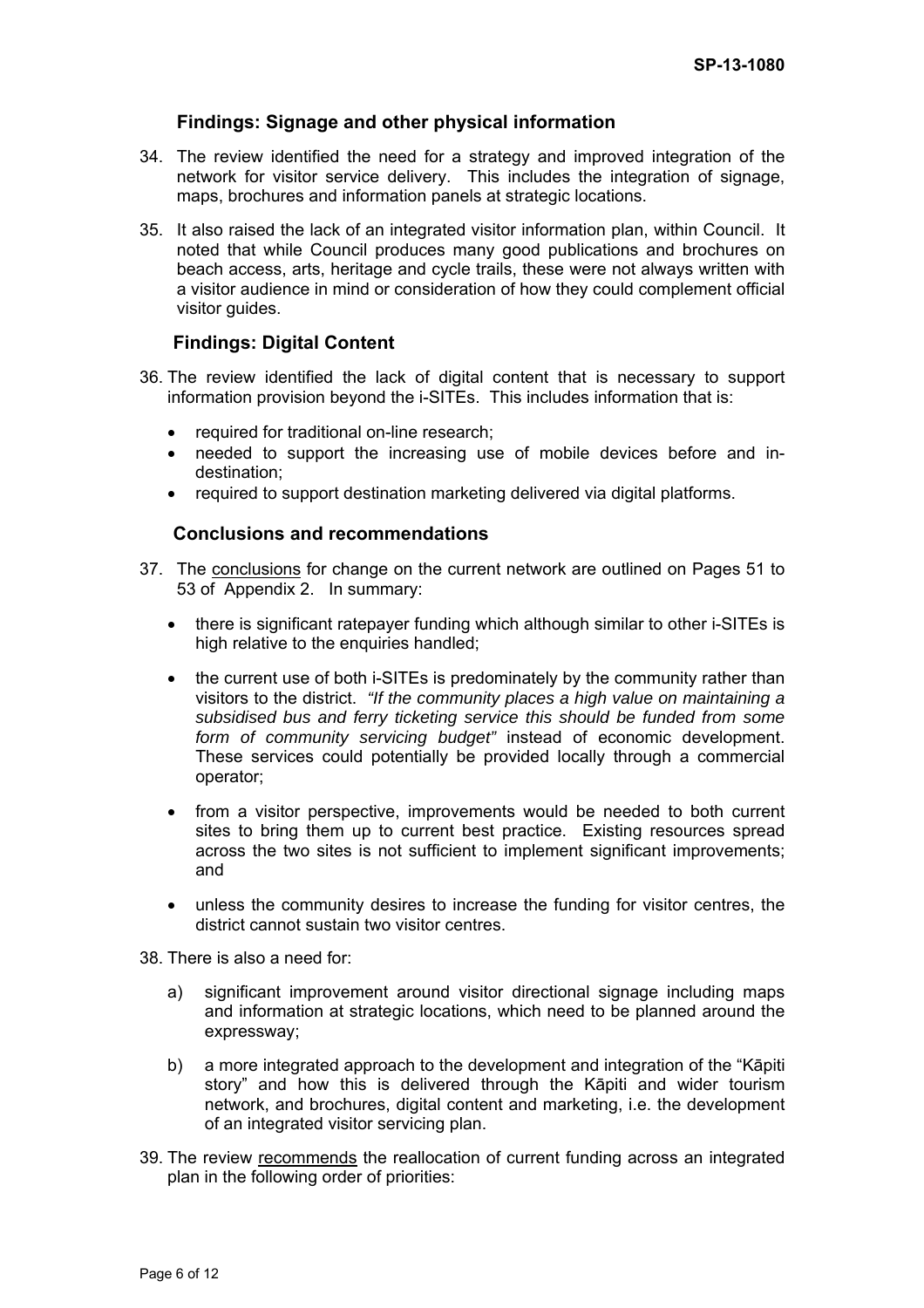### Findings: Signage and other physical information

34. The review identified the need for a strategy and improved integration of the network for visitor service delivery. This includes the integration of signage, maps, brochures and information panels at strategic locations.

35. It also raised the lack of an integrated visitor information plan, within Council. It noted that while Council produces many good publications and brochures on beach access, arts, heritage and cycle trails, these were not always written with a visitor audience in mind or consideration of how they could complement official visitor guides.

### Findings: Digital Content

36. The review identified the lack of digital content that is necessary to support information provision beyond the i-SITEs. This includes information that is:

    - required for traditional on-line research;
    - needed to support the increasing use of mobile devices before and in-destination;
    - required to support destination marketing delivered via digital platforms.

### Conclusions and recommendations

37. The <u>conclusions</u> for change on the current network are outlined on Pages 51 to 53 of Appendix 2. In summary:

    - there is significant ratepayer funding which although similar to other i-SITEs is high relative to the enquiries handled;

    - the current use of both i-SITEs is predominately by the community rather than visitors to the district. *"If the community places a high value on maintaining a subsidised bus and ferry ticketing service this should be funded from some form of community servicing budget"* instead of economic development. These services could potentially be provided locally through a commercial operator;

    - from a visitor perspective, improvements would be needed to both current sites to bring them up to current best practice. Existing resources spread across the two sites is not sufficient to implement significant improvements; and

    - unless the community desires to increase the funding for visitor centres, the district cannot sustain two visitor centres.

38. There is also a need for:

    a) significant improvement around visitor directional signage including maps and information at strategic locations, which need to be planned around the expressway;

    b) a more integrated approach to the development and integration of the "Kāpiti story" and how this is delivered through the Kāpiti and wider tourism network, and brochures, digital content and marketing, i.e. the development of an integrated visitor servicing plan.

39. The review <u>recommends</u> the reallocation of current funding across an integrated plan in the following order of priorities: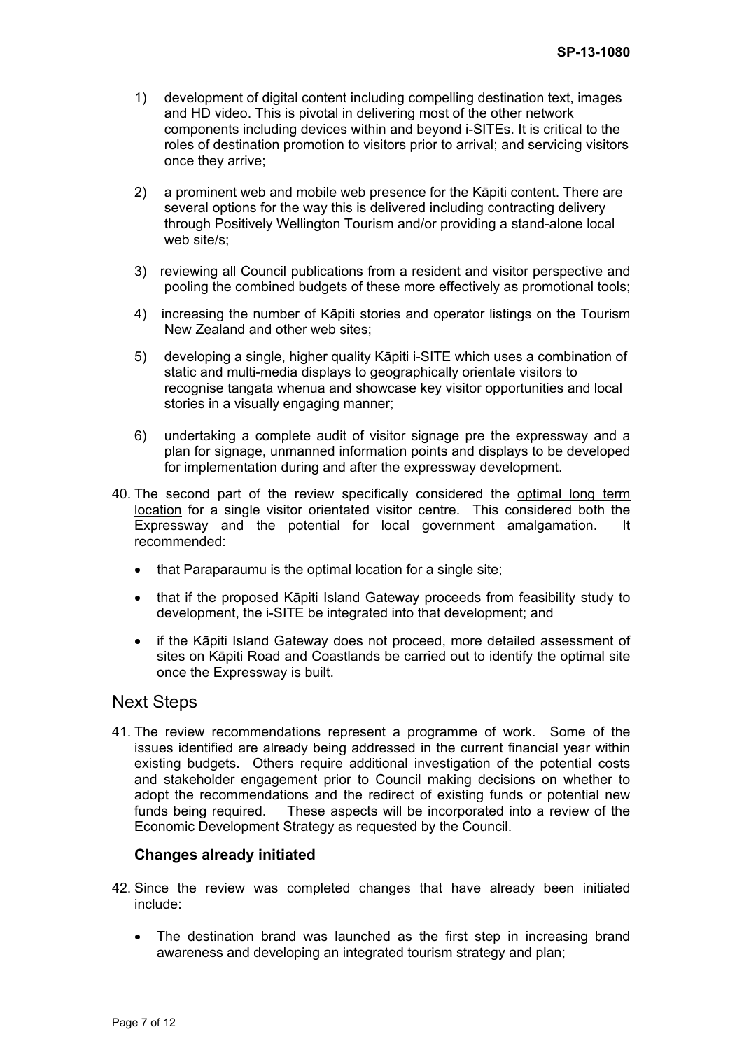1) development of digital content including compelling destination text, images and HD video. This is pivotal in delivering most of the other network components including devices within and beyond i-SITEs. It is critical to the roles of destination promotion to visitors prior to arrival; and servicing visitors once they arrive;

2) a prominent web and mobile web presence for the Kāpiti content. There are several options for the way this is delivered including contracting delivery through Positively Wellington Tourism and/or providing a stand-alone local web site/s;

3) reviewing all Council publications from a resident and visitor perspective and pooling the combined budgets of these more effectively as promotional tools;

4) increasing the number of Kāpiti stories and operator listings on the Tourism New Zealand and other web sites;

5) developing a single, higher quality Kāpiti i-SITE which uses a combination of static and multi-media displays to geographically orientate visitors to recognise tangata whenua and showcase key visitor opportunities and local stories in a visually engaging manner;

6) undertaking a complete audit of visitor signage pre the expressway and a plan for signage, unmanned information points and displays to be developed for implementation during and after the expressway development.

40. The second part of the review specifically considered the optimal long term location for a single visitor orientated visitor centre. This considered both the Expressway and the potential for local government amalgamation. It recommended:

- that Paraparaumu is the optimal location for a single site;
- that if the proposed Kāpiti Island Gateway proceeds from feasibility study to development, the i-SITE be integrated into that development; and
- if the Kāpiti Island Gateway does not proceed, more detailed assessment of sites on Kāpiti Road and Coastlands be carried out to identify the optimal site once the Expressway is built.

## Next Steps

41. The review recommendations represent a programme of work. Some of the issues identified are already being addressed in the current financial year within existing budgets. Others require additional investigation of the potential costs and stakeholder engagement prior to Council making decisions on whether to adopt the recommendations and the redirect of existing funds or potential new funds being required. These aspects will be incorporated into a review of the Economic Development Strategy as requested by the Council.

### Changes already initiated

42. Since the review was completed changes that have already been initiated include:

- The destination brand was launched as the first step in increasing brand awareness and developing an integrated tourism strategy and plan;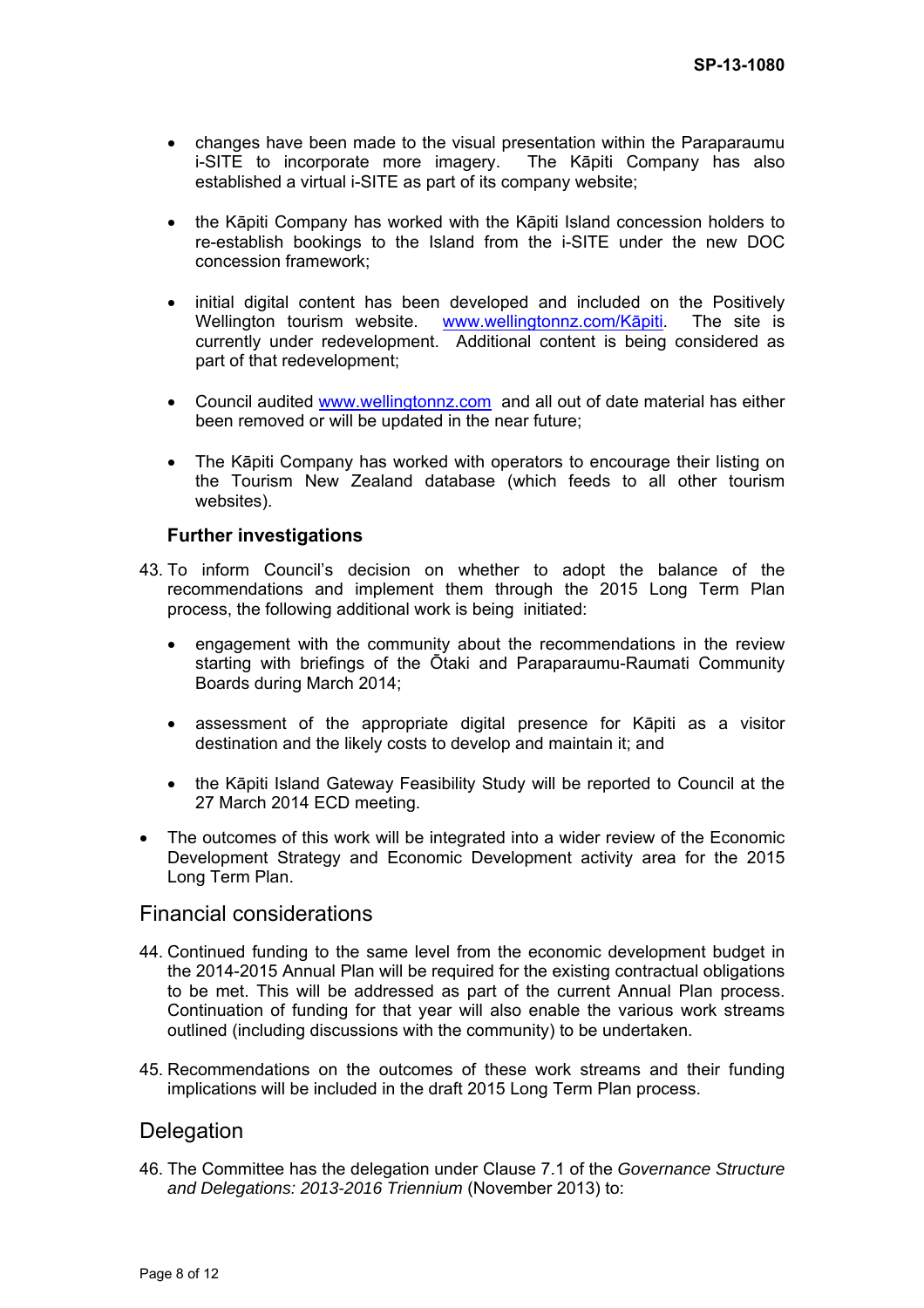- changes have been made to the visual presentation within the Paraparaumu i-SITE to incorporate more imagery. The Kāpiti Company has also established a virtual i-SITE as part of its company website;
- the Kāpiti Company has worked with the Kāpiti Island concession holders to re-establish bookings to the Island from the i-SITE under the new DOC concession framework;
- initial digital content has been developed and included on the Positively Wellington tourism website. [www.wellingtonnz.com/Kāpiti](www.wellingtonnz.com/Kāpiti). The site is currently under redevelopment. Additional content is being considered as part of that redevelopment;
- Council audited [www.wellingtonnz.com](www.wellingtonnz.com) and all out of date material has either been removed or will be updated in the near future;
- The Kāpiti Company has worked with operators to encourage their listing on the Tourism New Zealand database (which feeds to all other tourism websites).

**Further investigations**

43. To inform Council's decision on whether to adopt the balance of the recommendations and implement them through the 2015 Long Term Plan process, the following additional work is being initiated:
    - engagement with the community about the recommendations in the review starting with briefings of the Ōtaki and Paraparaumu-Raumati Community Boards during March 2014;
    - assessment of the appropriate digital presence for Kāpiti as a visitor destination and the likely costs to develop and maintain it; and
    - the Kāpiti Island Gateway Feasibility Study will be reported to Council at the 27 March 2014 ECD meeting.

- The outcomes of this work will be integrated into a wider review of the Economic Development Strategy and Economic Development activity area for the 2015 Long Term Plan.

## Financial considerations

44. Continued funding to the same level from the economic development budget in the 2014-2015 Annual Plan will be required for the existing contractual obligations to be met. This will be addressed as part of the current Annual Plan process. Continuation of funding for that year will also enable the various work streams outlined (including discussions with the community) to be undertaken.

45. Recommendations on the outcomes of these work streams and their funding implications will be included in the draft 2015 Long Term Plan process.

## Delegation

46. The Committee has the delegation under Clause 7.1 of the *Governance Structure and Delegations: 2013-2016 Triennium* (November 2013) to: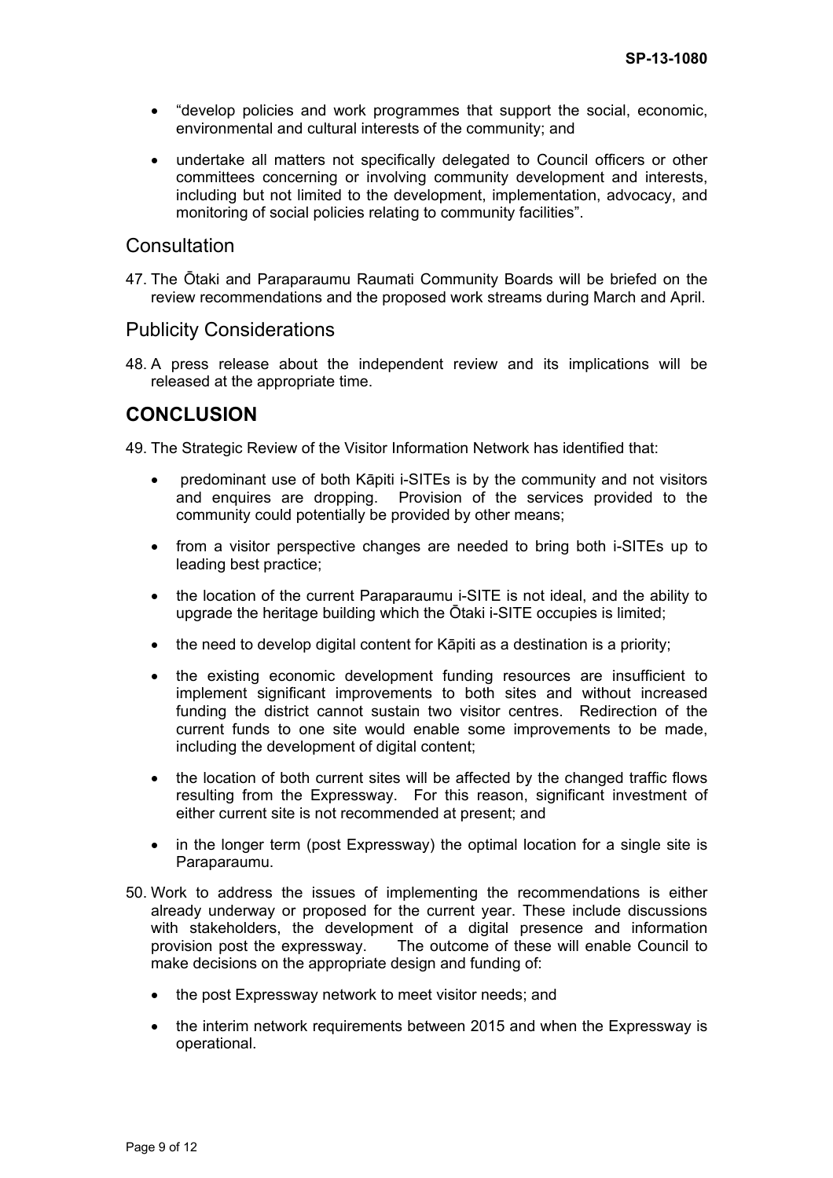- "develop policies and work programmes that support the social, economic, environmental and cultural interests of the community; and
- undertake all matters not specifically delegated to Council officers or other committees concerning or involving community development and interests, including but not limited to the development, implementation, advocacy, and monitoring of social policies relating to community facilities".

## Consultation

47. The Ōtaki and Paraparaumu Raumati Community Boards will be briefed on the review recommendations and the proposed work streams during March and April.

## Publicity Considerations

48. A press release about the independent review and its implications will be released at the appropriate time.

# CONCLUSION

49. The Strategic Review of the Visitor Information Network has identified that:

    - predominant use of both Kāpiti i-SITEs is by the community and not visitors and enquires are dropping. Provision of the services provided to the community could potentially be provided by other means;
    - from a visitor perspective changes are needed to bring both i-SITEs up to leading best practice;
    - the location of the current Paraparaumu i-SITE is not ideal, and the ability to upgrade the heritage building which the Ōtaki i-SITE occupies is limited;
    - the need to develop digital content for Kāpiti as a destination is a priority;
    - the existing economic development funding resources are insufficient to implement significant improvements to both sites and without increased funding the district cannot sustain two visitor centres. Redirection of the current funds to one site would enable some improvements to be made, including the development of digital content;
    - the location of both current sites will be affected by the changed traffic flows resulting from the Expressway. For this reason, significant investment of either current site is not recommended at present; and
    - in the longer term (post Expressway) the optimal location for a single site is Paraparaumu.

50. Work to address the issues of implementing the recommendations is either already underway or proposed for the current year. These include discussions with stakeholders, the development of a digital presence and information provision post the expressway. The outcome of these will enable Council to make decisions on the appropriate design and funding of:

    - the post Expressway network to meet visitor needs; and
    - the interim network requirements between 2015 and when the Expressway is operational.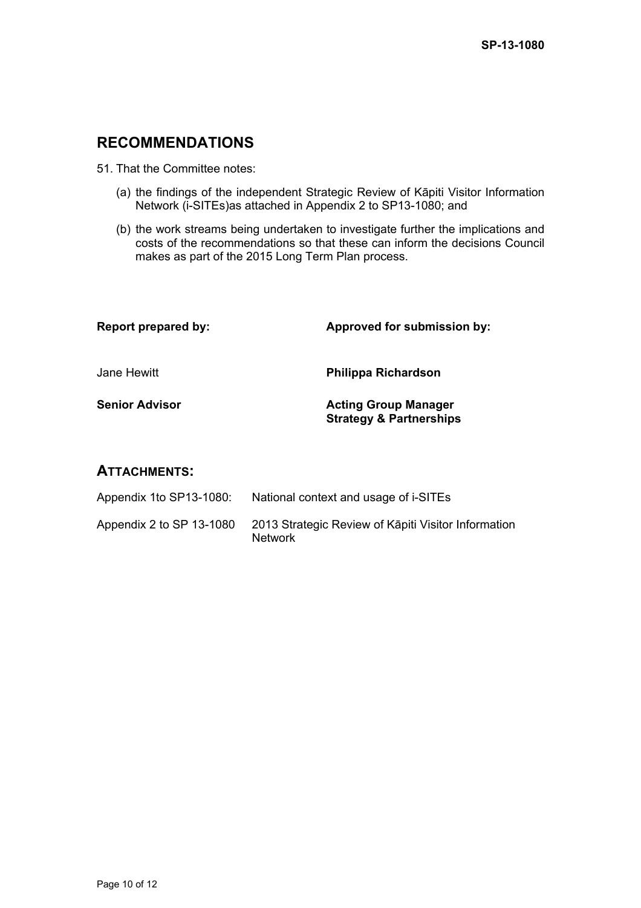## RECOMMENDATIONS

51. That the Committee notes:

    (a) the findings of the independent Strategic Review of Kāpiti Visitor Information Network (i-SITEs)as attached in Appendix 2 to SP13-1080; and

    (b) the work streams being undertaken to investigate further the implications and costs of the recommendations so that these can inform the decisions Council makes as part of the 2015 Long Term Plan process.

| **Report prepared by:** | **Approved for submission by:** |
| --- | --- |
| Jane Hewitt | **Philippa Richardson** |
| **Senior Advisor** | **Acting Group Manager Strategy & Partnerships** |

## ATTACHMENTS:

| | |
| --- | --- |
| Appendix 1to SP13-1080: | National context and usage of i-SITEs |
| Appendix 2 to SP 13-1080 | 2013 Strategic Review of Kāpiti Visitor Information Network |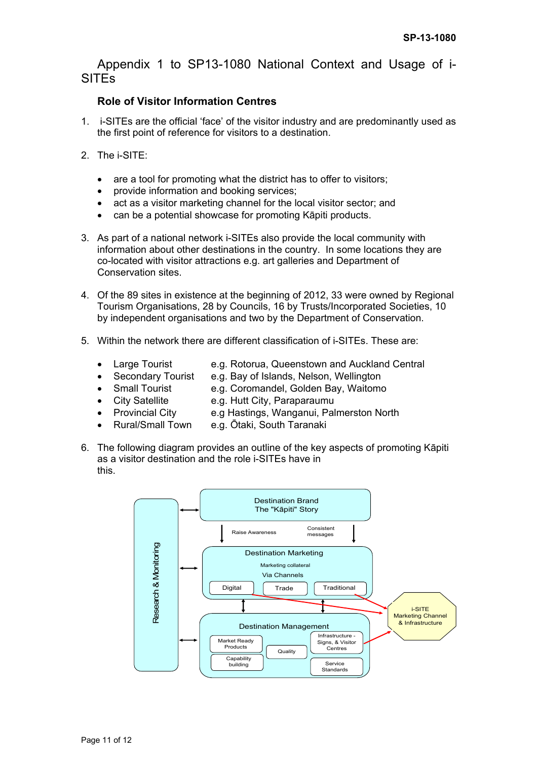# Appendix 1 to SP13-1080 National Context and Usage of i-SITEs

## Role of Visitor Information Centres

1. i-SITEs are the official 'face' of the visitor industry and are predominantly used as the first point of reference for visitors to a destination.

2. The i-SITE:

   - are a tool for promoting what the district has to offer to visitors;
   - provide information and booking services;
   - act as a visitor marketing channel for the local visitor sector; and
   - can be a potential showcase for promoting Kāpiti products.

3. As part of a national network i-SITEs also provide the local community with information about other destinations in the country. In some locations they are co-located with visitor attractions e.g. art galleries and Department of Conservation sites.

4. Of the 89 sites in existence at the beginning of 2012, 33 were owned by Regional Tourism Organisations, 28 by Councils, 16 by Trusts/Incorporated Societies, 10 by independent organisations and two by the Department of Conservation.

5. Within the network there are different classification of i-SITEs. These are:

   - Large Tourist e.g. Rotorua, Queenstown and Auckland Central
   - Secondary Tourist e.g. Bay of Islands, Nelson, Wellington
   - Small Tourist e.g. Coromandel, Golden Bay, Waitomo
   - City Satellite e.g. Hutt City, Paraparaumu
   - Provincial City e.g Hastings, Wanganui, Palmerston North
   - Rural/Small Town e.g. Ōtaki, South Taranaki

6. The following diagram provides an outline of the key aspects of promoting Kāpiti as a visitor destination and the role i-SITEs have in this.

Research & Monitoring

Destination Brand
The "Kāpiti" Story

Raise Awareness — Consistent messages

Destination Marketing
Marketing collateral
Via Channels
Digital | Trade | Traditional

Destination Management
Market Ready Products | Capability building | Quality | Infrastructure - Signs, & Visitor Centres | Service Standards

i-SITE Marketing Channel & Infrastructure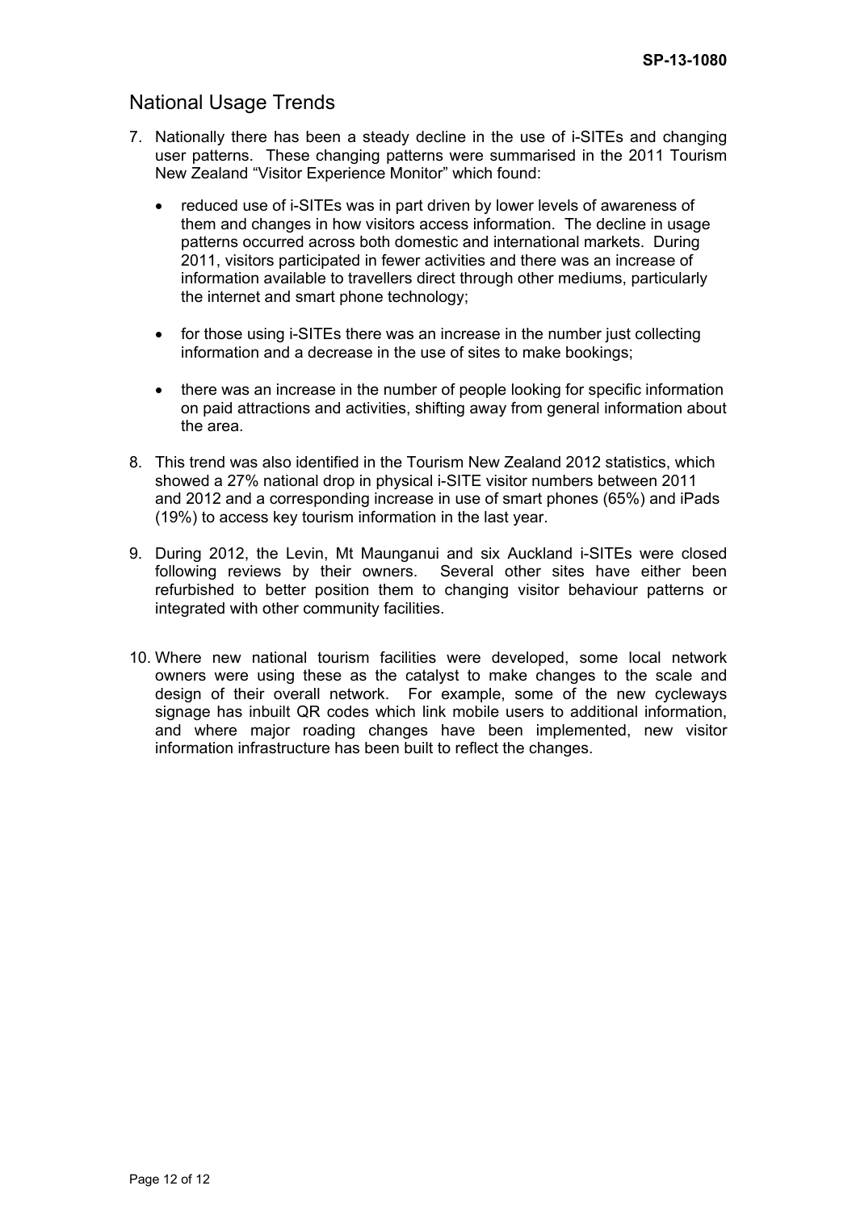## National Usage Trends

7. Nationally there has been a steady decline in the use of i-SITEs and changing user patterns. These changing patterns were summarised in the 2011 Tourism New Zealand "Visitor Experience Monitor" which found:

    - reduced use of i-SITEs was in part driven by lower levels of awareness of them and changes in how visitors access information. The decline in usage patterns occurred across both domestic and international markets. During 2011, visitors participated in fewer activities and there was an increase of information available to travellers direct through other mediums, particularly the internet and smart phone technology;

    - for those using i-SITEs there was an increase in the number just collecting information and a decrease in the use of sites to make bookings;

    - there was an increase in the number of people looking for specific information on paid attractions and activities, shifting away from general information about the area.

8. This trend was also identified in the Tourism New Zealand 2012 statistics, which showed a 27% national drop in physical i-SITE visitor numbers between 2011 and 2012 and a corresponding increase in use of smart phones (65%) and iPads (19%) to access key tourism information in the last year.

9. During 2012, the Levin, Mt Maunganui and six Auckland i-SITEs were closed following reviews by their owners. Several other sites have either been refurbished to better position them to changing visitor behaviour patterns or integrated with other community facilities.

10. Where new national tourism facilities were developed, some local network owners were using these as the catalyst to make changes to the scale and design of their overall network. For example, some of the new cycleways signage has inbuilt QR codes which link mobile users to additional information, and where major roading changes have been implemented, new visitor information infrastructure has been built to reflect the changes.